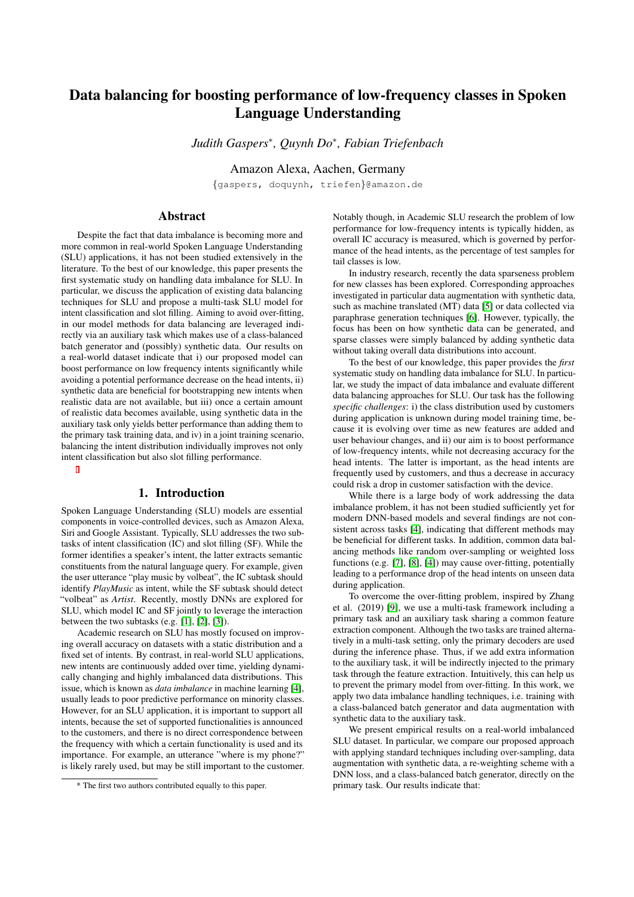# Data balancing for boosting performance of low-frequency classes in Spoken Language Understanding

*Judith Gaspers\*, Quynh Do\*, Fabian Triefenbach*

Amazon Alexa, Aachen, Germany

{gaspers, doquynh, triefen}@amazon.de

## Abstract

Despite the fact that data imbalance is becoming more and more common in real-world Spoken Language Understanding (SLU) applications, it has not been studied extensively in the literature. To the best of our knowledge, this paper presents the first systematic study on handling data imbalance for SLU. In particular, we discuss the application of existing data balancing techniques for SLU and propose a multi-task SLU model for intent classification and slot filling. Aiming to avoid over-fitting, in our model methods for data balancing are leveraged indirectly via an auxiliary task which makes use of a class-balanced batch generator and (possibly) synthetic data. Our results on a real-world dataset indicate that i) our proposed model can boost performance on low frequency intents significantly while avoiding a potential performance decrease on the head intents, ii) synthetic data are beneficial for bootstrapping new intents when realistic data are not available, but iii) once a certain amount of realistic data becomes available, using synthetic data in the auxiliary task only yields better performance than adding them to the primary task training data, and iv) in a joint training scenario, balancing the intent distribution individually improves not only intent classification but also slot filling performance.

## 1. Introduction

Spoken Language Understanding (SLU) models are essential components in voice-controlled devices, such as Amazon Alexa, Siri and Google Assistant. Typically, SLU addresses the two subtasks of intent classification (IC) and slot filling (SF). While the former identifies a speaker's intent, the latter extracts semantic constituents from the natural language query. For example, given the user utterance "play music by volbeat", the IC subtask should identify *PlayMusic* as intent, while the SF subtask should detect "volbeat" as *Artist*. Recently, mostly DNNs are explored for SLU, which model IC and SF jointly to leverage the interaction between the two subtasks (e.g. [1], [2], [3]).

Academic research on SLU has mostly focused on improving overall accuracy on datasets with a static distribution and a fixed set of intents. By contrast, in real-world SLU applications, new intents are continuously added over time, yielding dynamically changing and highly imbalanced data distributions. This issue, which is known as *data imbalance* in machine learning [4], usually leads to poor predictive performance on minority classes. However, for an SLU application, it is important to support all intents, because the set of supported functionalities is announced to the customers, and there is no direct correspondence between the frequency with which a certain functionality is used and its importance. For example, an utterance "where is my phone?" is likely rarely used, but may be still important to the customer. Notably though, in Academic SLU research the problem of low performance for low-frequency intents is typically hidden, as overall IC accuracy is measured, which is governed by performance of the head intents, as the percentage of test samples for tail classes is low.

In industry research, recently the data sparseness problem for new classes has been explored. Corresponding approaches investigated in particular data augmentation with synthetic data, such as machine translated (MT) data [5] or data collected via paraphrase generation techniques [6]. However, typically, the focus has been on how synthetic data can be generated, and sparse classes were simply balanced by adding synthetic data without taking overall data distributions into account.

To the best of our knowledge, this paper provides the *first* systematic study on handling data imbalance for SLU. In particular, we study the impact of data imbalance and evaluate different data balancing approaches for SLU. Our task has the following *specific challenges*: i) the class distribution used by customers during application is unknown during model training time, because it is evolving over time as new features are added and user behaviour changes, and ii) our aim is to boost performance of low-frequency intents, while not decreasing accuracy for the head intents. The latter is important, as the head intents are frequently used by customers, and thus a decrease in accuracy could risk a drop in customer satisfaction with the device.

While there is a large body of work addressing the data imbalance problem, it has not been studied sufficiently yet for modern DNN-based models and several findings are not consistent across tasks [4], indicating that different methods may be beneficial for different tasks. In addition, common data balancing methods like random over-sampling or weighted loss functions (e.g. [7], [8], [4]) may cause over-fitting, potentially leading to a performance drop of the head intents on unseen data during application.

To overcome the over-fitting problem, inspired by Zhang et al. (2019) [9], we use a multi-task framework including a primary task and an auxiliary task sharing a common feature extraction component. Although the two tasks are trained alternatively in a multi-task setting, only the primary decoders are used during the inference phase. Thus, if we add extra information to the auxiliary task, it will be indirectly injected to the primary task through the feature extraction. Intuitively, this can help us to prevent the primary model from over-fitting. In this work, we apply two data imbalance handling techniques, i.e. training with a class-balanced batch generator and data augmentation with synthetic data to the auxiliary task.

We present empirical results on a real-world imbalanced SLU dataset. In particular, we compare our proposed approach with applying standard techniques including over-sampling, data augmentation with synthetic data, a re-weighting scheme with a DNN loss, and a class-balanced batch generator, directly on the primary task. Our results indicate that:

\* The first two authors contributed equally to this paper.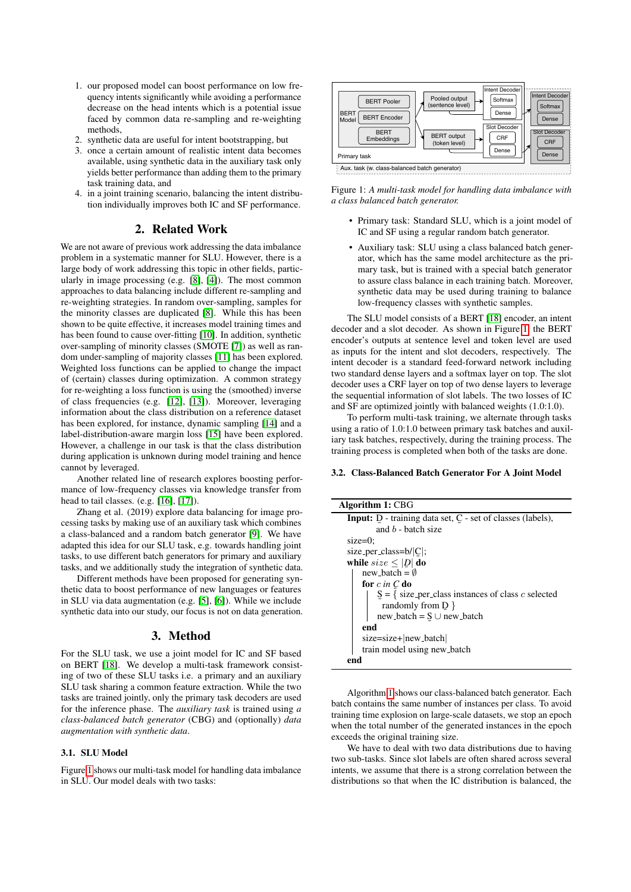1. our proposed model can boost performance on low frequency intents significantly while avoiding a performance decrease on the head intents which is a potential issue faced by common data re-sampling and re-weighting methods,
2. synthetic data are useful for intent bootstrapping, but
3. once a certain amount of realistic intent data becomes available, using synthetic data in the auxiliary task only yields better performance than adding them to the primary task training data, and
4. in a joint training scenario, balancing the intent distribution individually improves both IC and SF performance.

## 2. Related Work

We are not aware of previous work addressing the data imbalance problem in a systematic manner for SLU. However, there is a large body of work addressing this topic in other fields, particularly in image processing (e.g. [8], [4]). The most common approaches to data balancing include different re-sampling and re-weighting strategies. In random over-sampling, samples for the minority classes are duplicated [8]. While this has been shown to be quite effective, it increases model training times and has been found to cause over-fitting [10]. In addition, synthetic over-sampling of minority classes (SMOTE [7]) as well as random under-sampling of majority classes [11] has been explored. Weighted loss functions can be applied to change the impact of (certain) classes during optimization. A common strategy for re-weighting a loss function is using the (smoothed) inverse of class frequencies (e.g. [12], [13]). Moreover, leveraging information about the class distribution on a reference dataset has been explored, for instance, dynamic sampling [14] and a label-distribution-aware margin loss [15] have been explored. However, a challenge in our task is that the class distribution during application is unknown during model training and hence cannot by leveraged.

Another related line of research explores boosting performance of low-frequency classes via knowledge transfer from head to tail classes. (e.g. [16], [17]).

Zhang et al. (2019) explore data balancing for image processing tasks by making use of an auxiliary task which combines a class-balanced and a random batch generator [9]. We have adapted this idea for our SLU task, e.g. towards handling joint tasks, to use different batch generators for primary and auxiliary tasks, and we additionally study the integration of synthetic data.

Different methods have been proposed for generating synthetic data to boost performance of new languages or features in SLU via data augmentation (e.g. [5], [6]). While we include synthetic data into our study, our focus is not on data generation.

## 3. Method

For the SLU task, we use a joint model for IC and SF based on BERT [18]. We develop a multi-task framework consisting of two of these SLU tasks i.e. a primary and an auxiliary SLU task sharing a common feature extraction. While the two tasks are trained jointly, only the primary task decoders are used for the inference phase. The *auxiliary task* is trained using *a class-balanced batch generator* (CBG) and (optionally) *data augmentation with synthetic data*.

### 3.1. SLU Model

Figure 1 shows our multi-task model for handling data imbalance in SLU. Our model deals with two tasks:

Figure 1: *A multi-task model for handling data imbalance with a class balanced batch generator.*

- Primary task: Standard SLU, which is a joint model of IC and SF using a regular random batch generator.
- Auxiliary task: SLU using a class balanced batch generator, which has the same model architecture as the primary task, but is trained with a special batch generator to assure class balance in each training batch. Moreover, synthetic data may be used during training to balance low-frequency classes with synthetic samples.

The SLU model consists of a BERT [18] encoder, an intent decoder and a slot decoder. As shown in Figure 1, the BERT encoder's outputs at sentence level and token level are used as inputs for the intent and slot decoders, respectively. The intent decoder is a standard feed-forward network including two standard dense layers and a softmax layer on top. The slot decoder uses a CRF layer on top of two dense layers to leverage the sequential information of slot labels. The two losses of IC and SF are optimized jointly with balanced weights (1.0:1.0).

To perform multi-task training, we alternate through tasks using a ratio of 1.0:1.0 between primary task batches and auxiliary task batches, respectively, during the training process. The training process is completed when both of the tasks are done.

### 3.2. Class-Balanced Batch Generator For A Joint Model

```
Algorithm 1: CBG
Input: D - training data set, C - set of classes (labels),
       and b - batch size
size=0;
size_per_class=b/|C|;
while size ≤ |D| do
    new_batch = ∅
    for c in C do
        S = { size_per_class instances of class c selected
            randomly from D }
        new_batch = S ∪ new_batch
    end
    size=size+|new_batch|
    train model using new_batch
end
```

Algorithm 1 shows our class-balanced batch generator. Each batch contains the same number of instances per class. To avoid training time explosion on large-scale datasets, we stop an epoch when the total number of the generated instances in the epoch exceeds the original training size.

We have to deal with two data distributions due to having two sub-tasks. Since slot labels are often shared across several intents, we assume that there is a strong correlation between the distributions so that when the IC distribution is balanced, the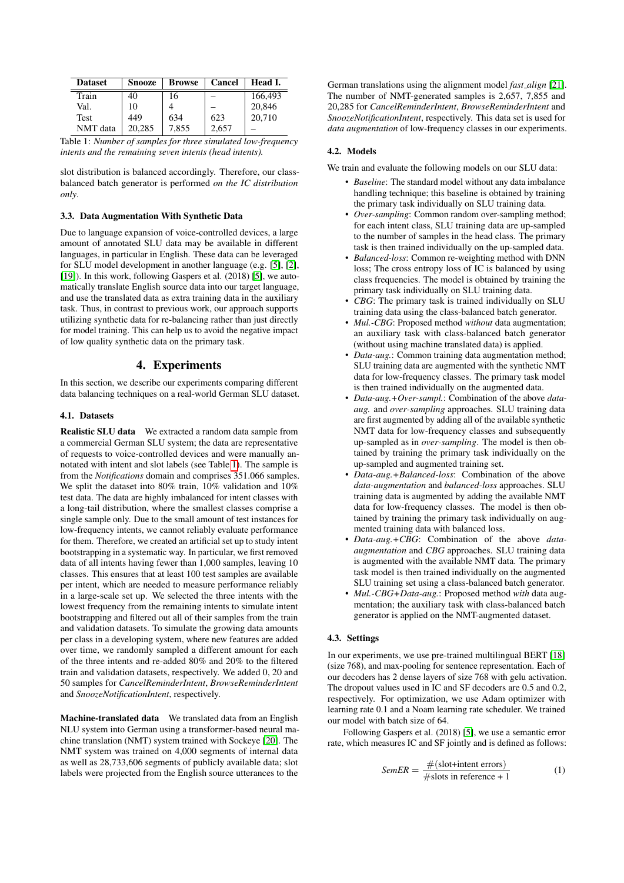| Dataset | Snooze | Browse | Cancel | Head I. |
|---|---|---|---|---|
| Train | 40 | 16 | – | 166,493 |
| Val. | 10 | 4 | – | 20,846 |
| Test | 449 | 634 | 623 | 20,710 |
| NMT data | 20,285 | 7,855 | 2,657 | – |

Table 1: *Number of samples for three simulated low-frequency intents and the remaining seven intents (head intents).*

slot distribution is balanced accordingly. Therefore, our class-balanced batch generator is performed *on the IC distribution only*.

### 3.3. Data Augmentation With Synthetic Data

Due to language expansion of voice-controlled devices, a large amount of annotated SLU data may be available in different languages, in particular in English. These data can be leveraged for SLU model development in another language (e.g. [5], [2], [19]). In this work, following Gaspers et al. (2018) [5], we automatically translate English source data into our target language, and use the translated data as extra training data in the auxiliary task. Thus, in contrast to previous work, our approach supports utilizing synthetic data for re-balancing rather than just directly for model training. This can help us to avoid the negative impact of low quality synthetic data on the primary task.

## 4. Experiments

In this section, we describe our experiments comparing different data balancing techniques on a real-world German SLU dataset.

### 4.1. Datasets

**Realistic SLU data** We extracted a random data sample from a commercial German SLU system; the data are representative of requests to voice-controlled devices and were manually annotated with intent and slot labels (see Table 1). The sample is from the *Notifications* domain and comprises 351.066 samples. We split the dataset into 80% train, 10% validation and 10% test data. The data are highly imbalanced for intent classes with a long-tail distribution, where the smallest classes comprise a single sample only. Due to the small amount of test instances for low-frequency intents, we cannot reliably evaluate performance for them. Therefore, we created an artificial set up to study intent bootstrapping in a systematic way. In particular, we first removed data of all intents having fewer than 1,000 samples, leaving 10 classes. This ensures that at least 100 test samples are available per intent, which are needed to measure performance reliably in a large-scale set up. We selected the three intents with the lowest frequency from the remaining intents to simulate intent bootstrapping and filtered out all of their samples from the train and validation datasets. To simulate the growing data amounts per class in a developing system, where new features are added over time, we randomly sampled a different amount for each of the three intents and re-added 80% and 20% to the filtered train and validation datasets, respectively. We added 0, 20 and 50 samples for *CancelReminderIntent*, *BrowseReminderIntent* and *SnoozeNotificationIntent*, respectively.

**Machine-translated data** We translated data from an English NLU system into German using a transformer-based neural machine translation (NMT) system trained with Sockeye [20]. The NMT system was trained on 4,000 segments of internal data as well as 28,733,606 segments of publicly available data; slot labels were projected from the English source utterances to the German translations using the alignment model *fast_align* [21]. The number of NMT-generated samples is 2,657, 7,855 and 20,285 for *CancelReminderIntent*, *BrowseReminderIntent* and *SnoozeNotificationIntent*, respectively. This data set is used for *data augmentation* of low-frequency classes in our experiments.

### 4.2. Models

We train and evaluate the following models on our SLU data:

- *Baseline*: The standard model without any data imbalance handling technique; this baseline is obtained by training the primary task individually on SLU training data.
- *Over-sampling*: Common random over-sampling method; for each intent class, SLU training data are up-sampled to the number of samples in the head class. The primary task is then trained individually on the up-sampled data.
- *Balanced-loss*: Common re-weighting method with DNN loss; The cross entropy loss of IC is balanced by using class frequencies. The model is obtained by training the primary task individually on SLU training data.
- *CBG*: The primary task is trained individually on SLU training data using the class-balanced batch generator.
- *Mul.-CBG*: Proposed method *without* data augmentation; an auxiliary task with class-balanced batch generator (without using machine translated data) is applied.
- *Data-aug.*: Common training data augmentation method; SLU training data are augmented with the synthetic NMT data for low-frequency classes. The primary task model is then trained individually on the augmented data.
- *Data-aug.+Over-sampl.*: Combination of the above *data-aug.* and *over-sampling* approaches. SLU training data are first augmented by adding all of the available synthetic NMT data for low-frequency classes and subsequently up-sampled as in *over-sampling*. The model is then obtained by training the primary task individually on the up-sampled and augmented training set.
- *Data-aug.+Balanced-loss*: Combination of the above *data-augmentation* and *balanced-loss* approaches. SLU training data is augmented by adding the available NMT data for low-frequency classes. The model is then obtained by training the primary task individually on augmented training data with balanced loss.
- *Data-aug.+CBG*: Combination of the above *data-augmentation* and *CBG* approaches. SLU training data is augmented with the available NMT data. The primary task model is then trained individually on the augmented SLU training set using a class-balanced batch generator.
- *Mul.-CBG+Data-aug.*: Proposed method *with* data augmentation; the auxiliary task with class-balanced batch generator is applied on the NMT-augmented dataset.

### 4.3. Settings

In our experiments, we use pre-trained multilingual BERT [18] (size 768), and max-pooling for sentence representation. Each of our decoders has 2 dense layers of size 768 with gelu activation. The dropout values used in IC and SF decoders are 0.5 and 0.2, respectively. For optimization, we use Adam optimizer with learning rate 0.1 and a Noam learning rate scheduler. We trained our model with batch size of 64.

Following Gaspers et al. (2018) [5], we use a semantic error rate, which measures IC and SF jointly and is defined as follows:

$$SemER = \frac{\#(\text{slot+intent errors})}{\#\text{slots in reference} + 1} \tag{1}$$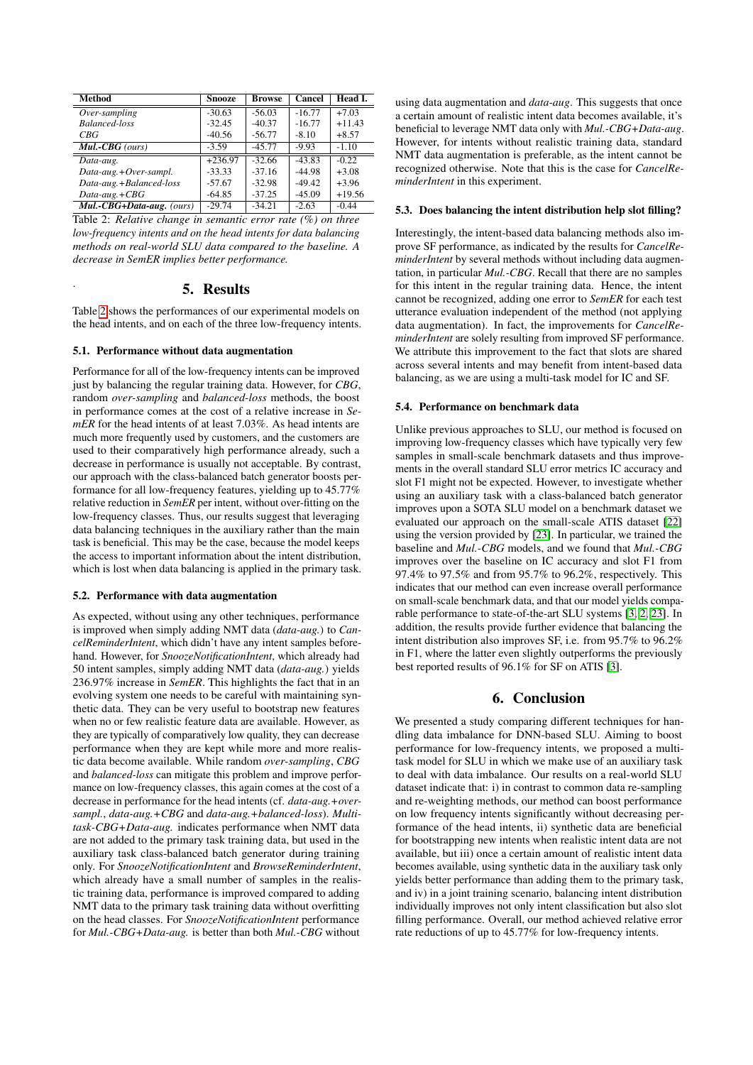| Method | Snooze | Browse | Cancel | Head I. |
|---|---|---|---|---|
| *Over-sampling* | -30.63 | -56.03 | -16.77 | +7.03 |
| *Balanced-loss* | -32.45 | -40.37 | -16.77 | +11.43 |
| *CBG* | -40.56 | -56.77 | -8.10 | +8.57 |
| ***Mul.-CBG** (ours)* | -3.59 | -45.77 | -9.93 | -1.10 |
| *Data-aug.* | +236.97 | -32.66 | -43.83 | -0.22 |
| *Data-aug.+Over-sampl.* | -33.33 | -37.16 | -44.98 | +3.08 |
| *Data-aug.+Balanced-loss* | -57.67 | -32.98 | -49.42 | +3.96 |
| *Data-aug.+CBG* | -64.85 | -37.25 | -45.09 | +19.56 |
| ***Mul.-CBG+Data-aug.** (ours)* | -29.74 | -34.21 | -2.63 | -0.44 |

Table 2: *Relative change in semantic error rate (%) on three low-frequency intents and on the head intents for data balancing methods on real-world SLU data compared to the baseline. A decrease in SemER implies better performance.*

## 5. Results

Table 2 shows the performances of our experimental models on the head intents, and on each of the three low-frequency intents.

### 5.1. Performance without data augmentation

Performance for all of the low-frequency intents can be improved just by balancing the regular training data. However, for *CBG*, random *over-sampling* and *balanced-loss* methods, the boost in performance comes at the cost of a relative increase in *SemER* for the head intents of at least 7.03%. As head intents are much more frequently used by customers, and the customers are used to their comparatively high performance already, such a decrease in performance is usually not acceptable. By contrast, our approach with the class-balanced batch generator boosts performance for all low-frequency features, yielding up to 45.77% relative reduction in *SemER* per intent, without over-fitting on the low-frequency classes. Thus, our results suggest that leveraging data balancing techniques in the auxiliary rather than the main task is beneficial. This may be the case, because the model keeps the access to important information about the intent distribution, which is lost when data balancing is applied in the primary task.

### 5.2. Performance with data augmentation

As expected, without using any other techniques, performance is improved when simply adding NMT data (*data-aug.*) to *CancelReminderIntent*, which didn't have any intent samples beforehand. However, for *SnoozeNotificationIntent*, which already had 50 intent samples, simply adding NMT data (*data-aug.*) yields 236.97% increase in *SemER*. This highlights the fact that in an evolving system one needs to be careful with maintaining synthetic data. They can be very useful to bootstrap new features when no or few realistic feature data are available. However, as they are typically of comparatively low quality, they can decrease performance when they are kept while more and more realistic data become available. While random *over-sampling*, *CBG* and *balanced-loss* can mitigate this problem and improve performance on low-frequency classes, this again comes at the cost of a decrease in performance for the head intents (cf. *data-aug.+over-sampl.*, *data-aug.+CBG* and *data-aug.+balanced-loss*). *Multi-task-CBG+Data-aug.* indicates performance when NMT data are not added to the primary task training data, but used in the auxiliary task class-balanced batch generator during training only. For *SnoozeNotificationIntent* and *BrowseReminderIntent*, which already have a small number of samples in the realistic training data, performance is improved compared to adding NMT data to the primary task training data without overfitting on the head classes. For *SnoozeNotificationIntent* performance for *Mul.-CBG+Data-aug.* is better than both *Mul.-CBG* without using data augmentation and *data-aug*. This suggests that once a certain amount of realistic intent data becomes available, it's beneficial to leverage NMT data only with *Mul.-CBG+Data-aug*. However, for intents without realistic training data, standard NMT data augmentation is preferable, as the intent cannot be recognized otherwise. Note that this is the case for *CancelReminderIntent* in this experiment.

### 5.3. Does balancing the intent distribution help slot filling?

Interestingly, the intent-based data balancing methods also improve SF performance, as indicated by the results for *CancelReminderIntent* by several methods without including data augmentation, in particular *Mul.-CBG*. Recall that there are no samples for this intent in the regular training data. Hence, the intent cannot be recognized, adding one error to *SemER* for each test utterance evaluation independent of the method (not applying data augmentation). In fact, the improvements for *CancelReminderIntent* are solely resulting from improved SF performance. We attribute this improvement to the fact that slots are shared across several intents and may benefit from intent-based data balancing, as we are using a multi-task model for IC and SF.

### 5.4. Performance on benchmark data

Unlike previous approaches to SLU, our method is focused on improving low-frequency classes which have typically very few samples in small-scale benchmark datasets and thus improvements in the overall standard SLU error metrics IC accuracy and slot F1 might not be expected. However, to investigate whether using an auxiliary task with a class-balanced batch generator improves upon a SOTA SLU model on a benchmark dataset we evaluated our approach on the small-scale ATIS dataset [22] using the version provided by [23]. In particular, we trained the baseline and *Mul.-CBG* models, and we found that *Mul.-CBG* improves over the baseline on IC accuracy and slot F1 from 97.4% to 97.5% and from 95.7% to 96.2%, respectively. This indicates that our method can even increase overall performance on small-scale benchmark data, and that our model yields comparable performance to state-of-the-art SLU systems [3, 2, 23]. In addition, the results provide further evidence that balancing the intent distribution also improves SF, i.e. from 95.7% to 96.2% in F1, where the latter even slightly outperforms the previously best reported results of 96.1% for SF on ATIS [3].

## 6. Conclusion

We presented a study comparing different techniques for handling data imbalance for DNN-based SLU. Aiming to boost performance for low-frequency intents, we proposed a multi-task model for SLU in which we make use of an auxiliary task to deal with data imbalance. Our results on a real-world SLU dataset indicate that: i) in contrast to common data re-sampling and re-weighting methods, our method can boost performance on low frequency intents significantly without decreasing performance of the head intents, ii) synthetic data are beneficial for bootstrapping new intents when realistic intent data are not available, but iii) once a certain amount of realistic intent data becomes available, using synthetic data in the auxiliary task only yields better performance than adding them to the primary task, and iv) in a joint training scenario, balancing intent distribution individually improves not only intent classification but also slot filling performance. Overall, our method achieved relative error rate reductions of up to 45.77% for low-frequency intents.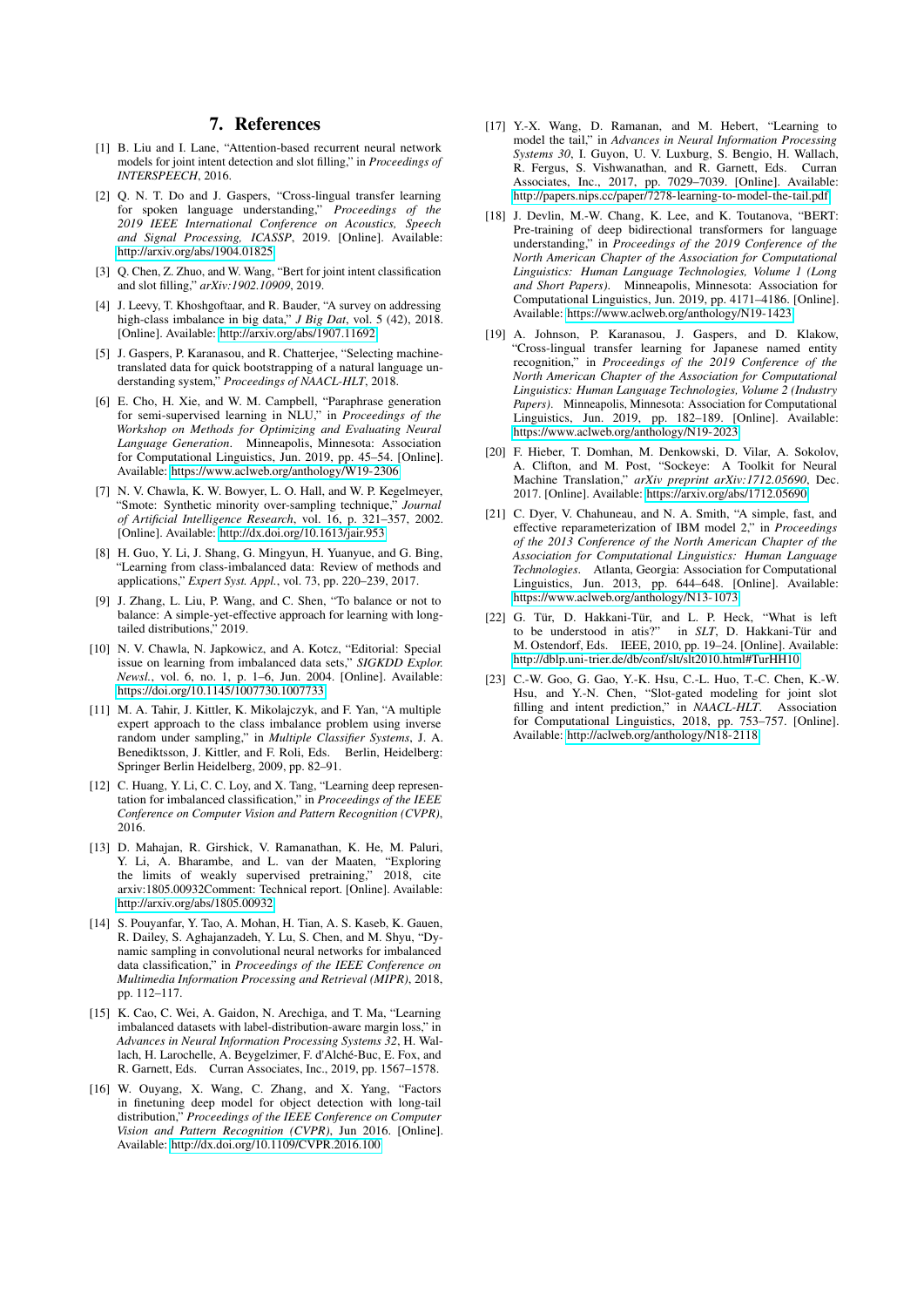## 7. References

[1] B. Liu and I. Lane, "Attention-based recurrent neural network models for joint intent detection and slot filling," in *Proceedings of INTERSPEECH*, 2016.

[2] Q. N. T. Do and J. Gaspers, "Cross-lingual transfer learning for spoken language understanding," *Proceedings of the 2019 IEEE International Conference on Acoustics, Speech and Signal Processing, ICASSP*, 2019. [Online]. Available: http://arxiv.org/abs/1904.01825

[3] Q. Chen, Z. Zhuo, and W. Wang, "Bert for joint intent classification and slot filling," *arXiv:1902.10909*, 2019.

[4] J. Leevy, T. Khoshgoftaar, and R. Bauder, "A survey on addressing high-class imbalance in big data," *J Big Dat*, vol. 5 (42), 2018. [Online]. Available: http://arxiv.org/abs/1907.11692

[5] J. Gaspers, P. Karanasou, and R. Chatterjee, "Selecting machine-translated data for quick bootstrapping of a natural language understanding system," *Proceedings of NAACL-HLT*, 2018.

[6] E. Cho, H. Xie, and W. M. Campbell, "Paraphrase generation for semi-supervised learning in NLU," in *Proceedings of the Workshop on Methods for Optimizing and Evaluating Neural Language Generation*. Minneapolis, Minnesota: Association for Computational Linguistics, Jun. 2019, pp. 45–54. [Online]. Available: https://www.aclweb.org/anthology/W19-2306

[7] N. V. Chawla, K. W. Bowyer, L. O. Hall, and W. P. Kegelmeyer, "Smote: Synthetic minority over-sampling technique," *Journal of Artificial Intelligence Research*, vol. 16, p. 321–357, 2002. [Online]. Available: http://dx.doi.org/10.1613/jair.953

[8] H. Guo, Y. Li, J. Shang, G. Mingyun, H. Yuanyue, and G. Bing, "Learning from class-imbalanced data: Review of methods and applications," *Expert Syst. Appl.*, vol. 73, pp. 220–239, 2017.

[9] J. Zhang, L. Liu, P. Wang, and C. Shen, "To balance or not to balance: A simple-yet-effective approach for learning with long-tailed distributions," 2019.

[10] N. V. Chawla, N. Japkowicz, and A. Kotcz, "Editorial: Special issue on learning from imbalanced data sets," *SIGKDD Explor. Newsl.*, vol. 6, no. 1, p. 1–6, Jun. 2004. [Online]. Available: https://doi.org/10.1145/1007730.1007733

[11] M. A. Tahir, J. Kittler, K. Mikolajczyk, and F. Yan, "A multiple expert approach to the class imbalance problem using inverse random under sampling," in *Multiple Classifier Systems*, J. A. Benediktsson, J. Kittler, and F. Roli, Eds. Berlin, Heidelberg: Springer Berlin Heidelberg, 2009, pp. 82–91.

[12] C. Huang, Y. Li, C. C. Loy, and X. Tang, "Learning deep representation for imbalanced classification," in *Proceedings of the IEEE Conference on Computer Vision and Pattern Recognition (CVPR)*, 2016.

[13] D. Mahajan, R. Girshick, V. Ramanathan, K. He, M. Paluri, Y. Li, A. Bharambe, and L. van der Maaten, "Exploring the limits of weakly supervised pretraining," 2018, cite arxiv:1805.00932Comment: Technical report. [Online]. Available: http://arxiv.org/abs/1805.00932

[14] S. Pouyanfar, Y. Tao, A. Mohan, H. Tian, A. S. Kaseb, K. Gauen, R. Dailey, S. Aghajanzadeh, Y. Lu, S. Chen, and M. Shyu, "Dynamic sampling in convolutional neural networks for imbalanced data classification," in *Proceedings of the IEEE Conference on Multimedia Information Processing and Retrieval (MIPR)*, 2018, pp. 112–117.

[15] K. Cao, C. Wei, A. Gaidon, N. Arechiga, and T. Ma, "Learning imbalanced datasets with label-distribution-aware margin loss," in *Advances in Neural Information Processing Systems 32*, H. Wallach, H. Larochelle, A. Beygelzimer, F. d'Alché-Buc, E. Fox, and R. Garnett, Eds. Curran Associates, Inc., 2019, pp. 1567–1578.

[16] W. Ouyang, X. Wang, C. Zhang, and X. Yang, "Factors in finetuning deep model for object detection with long-tail distribution," *Proceedings of the IEEE Conference on Computer Vision and Pattern Recognition (CVPR)*, Jun 2016. [Online]. Available: http://dx.doi.org/10.1109/CVPR.2016.100

[17] Y.-X. Wang, D. Ramanan, and M. Hebert, "Learning to model the tail," in *Advances in Neural Information Processing Systems 30*, I. Guyon, U. V. Luxburg, S. Bengio, H. Wallach, R. Fergus, S. Vishwanathan, and R. Garnett, Eds. Curran Associates, Inc., 2017, pp. 7029–7039. [Online]. Available: http://papers.nips.cc/paper/7278-learning-to-model-the-tail.pdf

[18] J. Devlin, M.-W. Chang, K. Lee, and K. Toutanova, "BERT: Pre-training of deep bidirectional transformers for language understanding," in *Proceedings of the 2019 Conference of the North American Chapter of the Association for Computational Linguistics: Human Language Technologies, Volume 1 (Long and Short Papers)*. Minneapolis, Minnesota: Association for Computational Linguistics, Jun. 2019, pp. 4171–4186. [Online]. Available: https://www.aclweb.org/anthology/N19-1423

[19] A. Johnson, P. Karanasou, J. Gaspers, and D. Klakow, "Cross-lingual transfer learning for Japanese named entity recognition," in *Proceedings of the 2019 Conference of the North American Chapter of the Association for Computational Linguistics: Human Language Technologies, Volume 2 (Industry Papers)*. Minneapolis, Minnesota: Association for Computational Linguistics, Jun. 2019, pp. 182–189. [Online]. Available: https://www.aclweb.org/anthology/N19-2023

[20] F. Hieber, T. Domhan, M. Denkowski, D. Vilar, A. Sokolov, A. Clifton, and M. Post, "Sockeye: A Toolkit for Neural Machine Translation," *arXiv preprint arXiv:1712.05690*, Dec. 2017. [Online]. Available: https://arxiv.org/abs/1712.05690

[21] C. Dyer, V. Chahuneau, and N. A. Smith, "A simple, fast, and effective reparameterization of IBM model 2," in *Proceedings of the 2013 Conference of the North American Chapter of the Association for Computational Linguistics: Human Language Technologies*. Atlanta, Georgia: Association for Computational Linguistics, Jun. 2013, pp. 644–648. [Online]. Available: https://www.aclweb.org/anthology/N13-1073

[22] G. Tür, D. Hakkani-Tür, and L. P. Heck, "What is left to be understood in atis?" in *SLT*, D. Hakkani-Tür and M. Ostendorf, Eds. IEEE, 2010, pp. 19–24. [Online]. Available: http://dblp.uni-trier.de/db/conf/slt/slt2010.html#TurHH10

[23] C.-W. Goo, G. Gao, Y.-K. Hsu, C.-L. Huo, T.-C. Chen, K.-W. Hsu, and Y.-N. Chen, "Slot-gated modeling for joint slot filling and intent prediction," in *NAACL-HLT*. Association for Computational Linguistics, 2018, pp. 753–757. [Online]. Available: http://aclweb.org/anthology/N18-2118